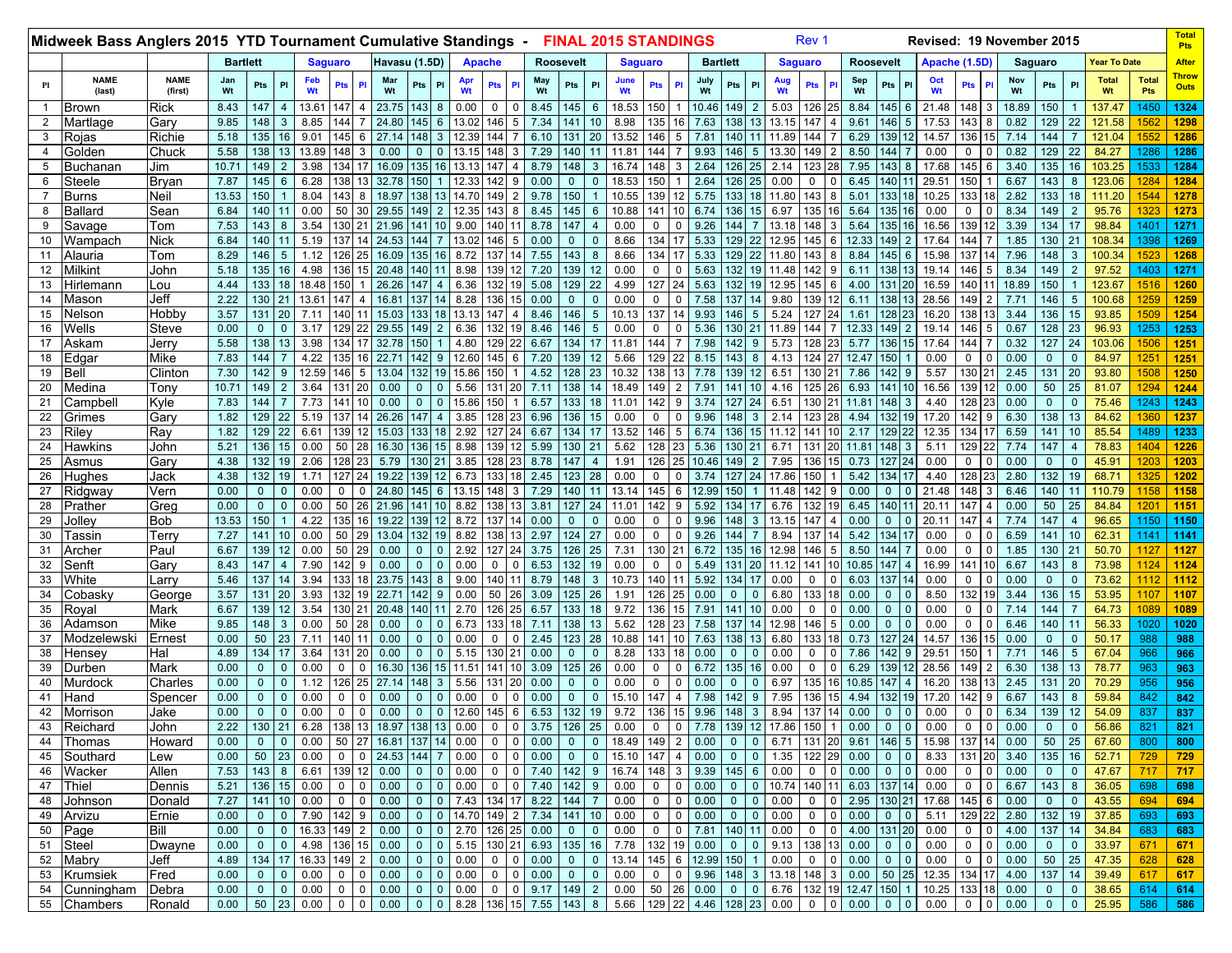# Midweek Bass Anglers 2015 YTD Tournament Cumulative Standings - FINAL 2015 STANDINGS

Rev 1 — Revised: 19 November 2015

| | | | Bartlett | | | Saguaro | | | Havasu (1.5D) | | | Apache | | | Roosevelt | | | Saguaro | | | Bartlett | | | Saguaro | | | Roosevelt | | | Apache (1.5D) | | | Saguaro | | | Year To Date | | Total Pts |
|---|---|---|---|---|---|---|---|---|---|---|---|---|---|---|---|---|---|---|---|---|---|---|---|---|---|---|---|---|---|---|---|---|---|---|---|---|---|---|
| Pl | NAME (last) | NAME (first) | Jan Wt | Pts | Pl | Feb Wt | Pts | Pl | Mar Wt | Pts | Pl | Apr Wt | Pts | Pl | May Wt | Pts | Pl | June Wt | Pts | Pl | July Wt | Pts | Pl | Aug Wt | Pts | Pl | Sep Wt | Pts | Pl | Oct Wt | Pts | Pl | Nov Wt | Pts | Pl | Total Wt | Total Pts | After Throw Outs |
| 1 | Brown | Rick | 8.43 | 147 | 4 | 13.61 | 147 | 4 | 23.75 | 143 | 8 | 0.00 | 0 | 0 | 8.45 | 145 | 6 | 18.53 | 150 | 1 | 10.46 | 149 | 2 | 5.03 | 126 | 25 | 8.84 | 145 | 6 | 21.48 | 148 | 3 | 18.89 | 150 | 1 | 137.47 | 1450 | 1324 |
| 2 | Martlage | Gary | 9.85 | 148 | 3 | 8.85 | 144 | 7 | 24.80 | 145 | 6 | 13.02 | 146 | 5 | 7.34 | 141 | 10 | 8.98 | 135 | 16 | 7.63 | 138 | 13 | 13.15 | 147 | 4 | 9.61 | 146 | 5 | 17.53 | 143 | 8 | 0.82 | 129 | 22 | 121.58 | 1562 | 1298 |
| 3 | Rojas | Richie | 5.18 | 135 | 16 | 9.01 | 145 | 6 | 27.14 | 148 | 3 | 12.39 | 144 | 7 | 6.10 | 131 | 20 | 13.52 | 146 | 5 | 7.81 | 140 | 11 | 11.89 | 144 | 7 | 6.29 | 139 | 12 | 14.57 | 136 | 15 | 7.14 | 144 | 7 | 121.04 | 1552 | 1286 |
| 4 | Golden | Chuck | 5.58 | 138 | 13 | 13.89 | 148 | 3 | 0.00 | 0 | 0 | 13.15 | 148 | 3 | 7.29 | 140 | 11 | 11.81 | 144 | 7 | 9.93 | 146 | 5 | 13.30 | 149 | 2 | 8.50 | 144 | 7 | 0.00 | 0 | 0 | 0.82 | 129 | 22 | 84.27 | 1286 | 1286 |
| 5 | Buchanan | Jim | 10.71 | 149 | 2 | 3.98 | 134 | 17 | 16.09 | 135 | 16 | 13.13 | 147 | 4 | 8.79 | 148 | 3 | 16.74 | 148 | 3 | 2.64 | 126 | 25 | 2.14 | 123 | 28 | 7.95 | 143 | 8 | 17.68 | 145 | 6 | 3.40 | 135 | 16 | 103.25 | 1533 | 1284 |
| 6 | Steele | Bryan | 7.87 | 145 | 6 | 6.28 | 138 | 13 | 32.78 | 150 | 1 | 12.33 | 142 | 9 | 0.00 | 0 | 0 | 18.53 | 150 | 1 | 2.64 | 126 | 25 | 0.00 | 0 | 0 | 6.45 | 140 | 11 | 29.51 | 150 | 1 | 6.67 | 143 | 8 | 123.06 | 1284 | 1284 |
| 7 | Burns | Neil | 13.53 | 150 | 1 | 8.04 | 143 | 8 | 18.97 | 138 | 13 | 14.70 | 149 | 2 | 9.78 | 150 | 1 | 10.55 | 139 | 12 | 5.75 | 133 | 18 | 11.80 | 143 | 8 | 5.01 | 133 | 18 | 10.25 | 133 | 18 | 2.82 | 133 | 18 | 111.20 | 1544 | 1278 |
| 8 | Ballard | Sean | 6.84 | 140 | 11 | 0.00 | 50 | 30 | 29.55 | 149 | 2 | 12.35 | 143 | 8 | 8.45 | 145 | 6 | 10.88 | 141 | 10 | 6.74 | 136 | 15 | 6.97 | 135 | 16 | 5.64 | 135 | 16 | 0.00 | 0 | 0 | 8.34 | 149 | 2 | 95.76 | 1323 | 1273 |
| 9 | Savage | Tom | 7.53 | 143 | 8 | 3.54 | 130 | 21 | 21.96 | 141 | 10 | 9.00 | 140 | 11 | 8.78 | 147 | 4 | 0.00 | 0 | 0 | 9.26 | 144 | 7 | 13.18 | 148 | 3 | 5.64 | 135 | 16 | 16.56 | 139 | 12 | 3.39 | 134 | 17 | 98.84 | 1401 | 1271 |
| 10 | Wampach | Nick | 6.84 | 140 | 11 | 5.19 | 137 | 14 | 24.53 | 144 | 7 | 13.02 | 146 | 5 | 0.00 | 0 | 0 | 8.66 | 134 | 17 | 5.33 | 129 | 22 | 12.95 | 145 | 6 | 12.33 | 149 | 2 | 17.64 | 144 | 7 | 1.85 | 130 | 21 | 108.34 | 1398 | 1269 |
| 11 | Alauria | Tom | 8.29 | 146 | 5 | 1.12 | 126 | 25 | 16.09 | 135 | 16 | 8.72 | 137 | 14 | 7.55 | 143 | 8 | 8.66 | 134 | 17 | 5.33 | 129 | 22 | 11.80 | 143 | 8 | 8.84 | 145 | 6 | 15.98 | 137 | 14 | 7.96 | 148 | 3 | 100.34 | 1523 | 1268 |
| 12 | Milkint | John | 5.18 | 135 | 16 | 4.98 | 136 | 15 | 20.48 | 140 | 11 | 8.98 | 139 | 12 | 7.20 | 139 | 12 | 0.00 | 0 | 0 | 5.63 | 132 | 19 | 11.48 | 142 | 9 | 6.11 | 138 | 13 | 19.14 | 146 | 5 | 8.34 | 149 | 2 | 97.52 | 1403 | 1271 |
| 13 | Hirlemann | Lou | 4.44 | 133 | 18 | 18.48 | 150 | 1 | 26.26 | 147 | 4 | 6.36 | 132 | 19 | 5.08 | 129 | 22 | 4.99 | 127 | 24 | 5.63 | 132 | 19 | 12.95 | 145 | 6 | 4.00 | 131 | 20 | 16.59 | 140 | 11 | 18.89 | 150 | 1 | 123.67 | 1516 | 1260 |
| 14 | Mason | Jeff | 2.22 | 130 | 21 | 13.61 | 147 | 4 | 16.81 | 137 | 14 | 8.28 | 136 | 15 | 0.00 | 0 | 0 | 0.00 | 0 | 0 | 7.58 | 137 | 14 | 9.80 | 139 | 12 | 6.11 | 138 | 13 | 28.56 | 149 | 2 | 7.71 | 146 | 5 | 100.68 | 1259 | 1259 |
| 15 | Nelson | Hobby | 3.57 | 131 | 20 | 7.11 | 140 | 11 | 15.03 | 133 | 18 | 13.13 | 147 | 4 | 8.46 | 146 | 5 | 10.13 | 137 | 14 | 9.93 | 146 | 5 | 5.24 | 127 | 24 | 1.61 | 128 | 23 | 16.20 | 138 | 13 | 3.44 | 136 | 15 | 93.85 | 1509 | 1254 |
| 16 | Wells | Steve | 0.00 | 0 | 0 | 3.17 | 129 | 22 | 29.55 | 149 | 2 | 6.36 | 132 | 19 | 8.46 | 146 | 5 | 0.00 | 0 | 0 | 5.36 | 130 | 21 | 11.89 | 144 | 7 | 12.33 | 149 | 2 | 19.14 | 146 | 5 | 0.67 | 128 | 23 | 96.93 | 1253 | 1253 |
| 17 | Askam | Jerry | 5.58 | 138 | 13 | 3.98 | 134 | 17 | 32.78 | 150 | 1 | 4.80 | 129 | 22 | 6.67 | 134 | 17 | 11.81 | 144 | 7 | 7.98 | 142 | 9 | 5.73 | 128 | 23 | 5.77 | 136 | 15 | 17.64 | 144 | 7 | 0.32 | 127 | 24 | 103.06 | 1506 | 1251 |
| 18 | Edgar | Mike | 7.83 | 144 | 7 | 4.22 | 135 | 16 | 22.71 | 142 | 9 | 12.60 | 145 | 6 | 7.20 | 139 | 12 | 5.66 | 129 | 22 | 8.15 | 143 | 8 | 4.13 | 124 | 27 | 12.47 | 150 | 1 | 0.00 | 0 | 0 | 0.00 | 0 | 0 | 84.97 | 1251 | 1251 |
| 19 | Bell | Clinton | 7.30 | 142 | 9 | 12.59 | 146 | 5 | 13.04 | 132 | 19 | 15.86 | 150 | 1 | 4.52 | 128 | 23 | 10.32 | 138 | 13 | 7.78 | 139 | 12 | 6.51 | 130 | 21 | 7.86 | 142 | 9 | 5.57 | 130 | 21 | 2.45 | 131 | 20 | 93.80 | 1508 | 1250 |
| 20 | Medina | Tony | 10.71 | 149 | 2 | 3.64 | 131 | 20 | 0.00 | 0 | 0 | 5.56 | 131 | 20 | 7.11 | 138 | 14 | 18.49 | 149 | 2 | 7.91 | 141 | 10 | 4.16 | 125 | 26 | 6.93 | 141 | 10 | 16.56 | 139 | 12 | 0.00 | 50 | 25 | 81.07 | 1294 | 1244 |
| 21 | Campbell | Kyle | 7.83 | 144 | 7 | 7.73 | 141 | 10 | 0.00 | 0 | 0 | 15.86 | 150 | 1 | 6.57 | 133 | 18 | 11.01 | 142 | 9 | 3.74 | 127 | 24 | 6.51 | 130 | 21 | 11.81 | 148 | 3 | 4.40 | 128 | 23 | 0.00 | 0 | 0 | 75.46 | 1243 | 1243 |
| 22 | Grimes | Gary | 1.82 | 129 | 22 | 5.19 | 137 | 14 | 26.26 | 147 | 4 | 3.85 | 128 | 23 | 6.96 | 136 | 15 | 0.00 | 0 | 0 | 9.96 | 148 | 3 | 2.14 | 123 | 28 | 4.94 | 132 | 19 | 17.20 | 142 | 9 | 6.30 | 138 | 13 | 84.62 | 1360 | 1237 |
| 23 | Riley | Ray | 1.82 | 129 | 22 | 6.61 | 139 | 12 | 15.03 | 133 | 18 | 2.92 | 127 | 24 | 6.67 | 134 | 17 | 13.52 | 146 | 5 | 6.74 | 136 | 15 | 11.12 | 141 | 10 | 2.17 | 129 | 22 | 12.35 | 134 | 17 | 6.59 | 141 | 10 | 85.54 | 1489 | 1233 |
| 24 | Hawkins | John | 5.21 | 136 | 15 | 0.00 | 50 | 28 | 16.30 | 136 | 15 | 8.98 | 139 | 12 | 5.99 | 130 | 21 | 5.62 | 128 | 23 | 5.36 | 130 | 21 | 6.71 | 131 | 20 | 11.81 | 148 | 3 | 5.11 | 129 | 22 | 7.74 | 147 | 4 | 78.83 | 1404 | 1226 |
| 25 | Asmus | Gary | 4.38 | 132 | 19 | 2.06 | 128 | 23 | 5.79 | 130 | 21 | 3.85 | 128 | 23 | 8.78 | 147 | 4 | 1.91 | 126 | 25 | 10.46 | 149 | 2 | 7.95 | 136 | 15 | 0.73 | 127 | 24 | 0.00 | 0 | 0 | 0.00 | 0 | 0 | 45.91 | 1203 | 1203 |
| 26 | Hughes | Jack | 4.38 | 132 | 19 | 1.71 | 127 | 24 | 19.22 | 139 | 12 | 6.73 | 133 | 18 | 2.45 | 123 | 28 | 0.00 | 0 | 0 | 3.74 | 127 | 24 | 17.86 | 150 | 1 | 5.42 | 134 | 17 | 4.40 | 128 | 23 | 2.80 | 132 | 19 | 68.71 | 1325 | 1202 |
| 27 | Ridgway | Vern | 0.00 | 0 | 0 | 0.00 | 0 | 0 | 24.80 | 145 | 6 | 13.15 | 148 | 3 | 7.29 | 140 | 11 | 13.14 | 145 | 6 | 12.99 | 150 | 1 | 11.48 | 142 | 9 | 0.00 | 0 | 0 | 21.48 | 148 | 3 | 6.46 | 140 | 11 | 110.79 | 1158 | 1158 |
| 28 | Prather | Greg | 0.00 | 0 | 0 | 0.00 | 50 | 26 | 21.96 | 141 | 10 | 8.82 | 138 | 13 | 3.81 | 127 | 24 | 11.01 | 142 | 9 | 5.92 | 134 | 17 | 6.76 | 132 | 19 | 6.45 | 140 | 11 | 20.11 | 147 | 4 | 0.00 | 50 | 25 | 84.84 | 1201 | 1151 |
| 29 | Jolley | Bob | 13.53 | 150 | 1 | 4.22 | 135 | 16 | 19.22 | 139 | 12 | 8.72 | 137 | 14 | 0.00 | 0 | 0 | 0.00 | 0 | 0 | 9.96 | 148 | 3 | 13.15 | 147 | 4 | 0.00 | 0 | 0 | 20.11 | 147 | 4 | 7.74 | 147 | 4 | 96.65 | 1150 | 1150 |
| 30 | Tassin | Terry | 7.27 | 141 | 10 | 0.00 | 50 | 29 | 13.04 | 132 | 19 | 8.82 | 138 | 13 | 2.97 | 124 | 27 | 0.00 | 0 | 0 | 9.26 | 144 | 7 | 8.94 | 137 | 14 | 5.42 | 134 | 17 | 0.00 | 0 | 0 | 6.59 | 141 | 10 | 62.31 | 1141 | 1141 |
| 31 | Archer | Paul | 6.67 | 139 | 12 | 0.00 | 50 | 29 | 0.00 | 0 | 0 | 2.92 | 127 | 24 | 3.75 | 126 | 25 | 7.31 | 130 | 21 | 6.72 | 135 | 16 | 12.98 | 146 | 5 | 8.50 | 144 | 7 | 0.00 | 0 | 0 | 1.85 | 130 | 21 | 50.70 | 1127 | 1127 |
| 32 | Senft | Gary | 8.43 | 147 | 4 | 7.90 | 142 | 9 | 0.00 | 0 | 0 | 0.00 | 0 | 0 | 6.53 | 132 | 19 | 0.00 | 0 | 0 | 5.49 | 131 | 20 | 11.12 | 141 | 10 | 10.85 | 147 | 4 | 16.99 | 141 | 10 | 6.67 | 143 | 8 | 73.98 | 1124 | 1124 |
| 33 | White | Larry | 5.46 | 137 | 14 | 3.94 | 133 | 18 | 23.75 | 143 | 8 | 9.00 | 140 | 11 | 8.79 | 148 | 3 | 10.73 | 140 | 11 | 5.92 | 134 | 17 | 0.00 | 0 | 0 | 6.03 | 137 | 14 | 0.00 | 0 | 0 | 0.00 | 0 | 0 | 73.62 | 1112 | 1112 |
| 34 | Cobasky | George | 3.57 | 131 | 20 | 3.93 | 132 | 19 | 22.71 | 142 | 9 | 0.00 | 50 | 26 | 3.09 | 125 | 26 | 1.91 | 126 | 25 | 0.00 | 0 | 0 | 6.80 | 133 | 18 | 0.00 | 0 | 0 | 8.50 | 132 | 19 | 3.44 | 136 | 15 | 53.95 | 1107 | 1107 |
| 35 | Royal | Mark | 6.67 | 139 | 12 | 3.54 | 130 | 21 | 20.48 | 140 | 11 | 2.70 | 126 | 25 | 6.57 | 133 | 18 | 9.72 | 136 | 15 | 7.91 | 141 | 10 | 0.00 | 0 | 0 | 0.00 | 0 | 0 | 0.00 | 0 | 0 | 7.14 | 144 | 7 | 64.73 | 1089 | 1089 |
| 36 | Adamson | Mike | 9.85 | 148 | 3 | 0.00 | 50 | 28 | 0.00 | 0 | 0 | 6.73 | 133 | 18 | 7.11 | 138 | 13 | 5.62 | 128 | 23 | 7.58 | 137 | 14 | 12.98 | 146 | 5 | 0.00 | 0 | 0 | 0.00 | 0 | 0 | 6.46 | 140 | 11 | 56.33 | 1020 | 1020 |
| 37 | Modzelewski | Ernest | 0.00 | 50 | 23 | 7.11 | 140 | 11 | 0.00 | 0 | 0 | 0.00 | 0 | 0 | 2.45 | 123 | 28 | 10.88 | 141 | 10 | 7.63 | 138 | 13 | 6.80 | 133 | 18 | 0.73 | 127 | 24 | 14.57 | 136 | 15 | 0.00 | 0 | 0 | 50.17 | 988 | 988 |
| 38 | Hensey | Hal | 4.89 | 134 | 17 | 3.64 | 131 | 20 | 0.00 | 0 | 0 | 5.15 | 130 | 21 | 0.00 | 0 | 0 | 8.28 | 133 | 18 | 0.00 | 0 | 0 | 0.00 | 0 | 0 | 7.86 | 142 | 9 | 29.51 | 150 | 1 | 7.71 | 146 | 5 | 67.04 | 966 | 966 |
| 39 | Durben | Mark | 0.00 | 0 | 0 | 0.00 | 0 | 0 | 16.30 | 136 | 15 | 11.51 | 141 | 10 | 3.09 | 125 | 26 | 0.00 | 0 | 0 | 6.72 | 135 | 16 | 0.00 | 0 | 0 | 6.29 | 139 | 12 | 28.56 | 149 | 2 | 6.30 | 138 | 13 | 78.77 | 963 | 963 |
| 40 | Murdock | Charles | 0.00 | 0 | 0 | 1.12 | 126 | 25 | 27.14 | 148 | 3 | 5.56 | 131 | 20 | 0.00 | 0 | 0 | 0.00 | 0 | 0 | 0.00 | 0 | 0 | 6.97 | 135 | 16 | 10.85 | 147 | 4 | 16.20 | 138 | 13 | 2.45 | 131 | 20 | 70.29 | 956 | 956 |
| 41 | Hand | Spencer | 0.00 | 0 | 0 | 0.00 | 0 | 0 | 0.00 | 0 | 0 | 0.00 | 0 | 0 | 0.00 | 0 | 0 | 15.10 | 147 | 4 | 7.98 | 142 | 9 | 7.95 | 136 | 15 | 4.94 | 132 | 19 | 17.20 | 142 | 9 | 6.67 | 143 | 8 | 59.84 | 842 | 842 |
| 42 | Morrison | Jake | 0.00 | 0 | 0 | 0.00 | 0 | 0 | 0.00 | 0 | 0 | 12.60 | 145 | 6 | 6.53 | 132 | 19 | 9.72 | 136 | 15 | 9.96 | 148 | 3 | 8.94 | 137 | 14 | 0.00 | 0 | 0 | 0.00 | 0 | 0 | 6.34 | 139 | 12 | 54.09 | 837 | 837 |
| 43 | Reichard | John | 2.22 | 130 | 21 | 6.28 | 138 | 13 | 18.97 | 138 | 13 | 0.00 | 0 | 0 | 3.75 | 126 | 25 | 0.00 | 0 | 0 | 7.78 | 139 | 12 | 17.86 | 150 | 1 | 0.00 | 0 | 0 | 0.00 | 0 | 0 | 0.00 | 0 | 0 | 56.86 | 821 | 821 |
| 44 | Thomas | Howard | 0.00 | 0 | 0 | 0.00 | 50 | 27 | 16.81 | 137 | 14 | 0.00 | 0 | 0 | 0.00 | 0 | 0 | 18.49 | 149 | 2 | 0.00 | 0 | 0 | 6.71 | 131 | 20 | 9.61 | 146 | 5 | 15.98 | 137 | 14 | 0.00 | 50 | 25 | 67.60 | 800 | 800 |
| 45 | Southard | Lew | 0.00 | 50 | 23 | 0.00 | 0 | 0 | 24.53 | 144 | 7 | 0.00 | 0 | 0 | 0.00 | 0 | 0 | 15.10 | 147 | 4 | 0.00 | 0 | 0 | 1.35 | 122 | 29 | 0.00 | 0 | 0 | 8.33 | 131 | 20 | 3.40 | 135 | 16 | 52.71 | 729 | 729 |
| 46 | Wacker | Allen | 7.53 | 143 | 8 | 6.61 | 139 | 12 | 0.00 | 0 | 0 | 0.00 | 0 | 0 | 7.40 | 142 | 9 | 16.74 | 148 | 3 | 9.39 | 145 | 6 | 0.00 | 0 | 0 | 0.00 | 0 | 0 | 0.00 | 0 | 0 | 0.00 | 0 | 0 | 47.67 | 717 | 717 |
| 47 | Thiel | Dennis | 5.21 | 136 | 15 | 0.00 | 0 | 0 | 0.00 | 0 | 0 | 0.00 | 0 | 0 | 7.40 | 142 | 9 | 0.00 | 0 | 0 | 0.00 | 0 | 0 | 10.74 | 140 | 11 | 6.03 | 137 | 14 | 0.00 | 0 | 0 | 6.67 | 143 | 8 | 36.05 | 698 | 698 |
| 48 | Johnson | Donald | 7.27 | 141 | 10 | 0.00 | 0 | 0 | 0.00 | 0 | 0 | 7.43 | 134 | 17 | 8.22 | 144 | 7 | 0.00 | 0 | 0 | 0.00 | 0 | 0 | 0.00 | 0 | 0 | 2.95 | 130 | 21 | 17.68 | 145 | 6 | 0.00 | 0 | 0 | 43.55 | 694 | 694 |
| 49 | Arvizu | Ernie | 0.00 | 0 | 0 | 7.90 | 142 | 9 | 0.00 | 0 | 0 | 14.70 | 149 | 2 | 7.34 | 141 | 10 | 0.00 | 0 | 0 | 0.00 | 0 | 0 | 0.00 | 0 | 0 | 0.00 | 0 | 0 | 5.11 | 129 | 22 | 2.80 | 132 | 19 | 37.85 | 693 | 693 |
| 50 | Page | Bill | 0.00 | 0 | 0 | 16.33 | 149 | 2 | 0.00 | 0 | 0 | 2.70 | 126 | 25 | 0.00 | 0 | 0 | 0.00 | 0 | 0 | 7.81 | 140 | 11 | 0.00 | 0 | 0 | 4.00 | 131 | 20 | 0.00 | 0 | 0 | 4.00 | 137 | 14 | 34.84 | 683 | 683 |
| 51 | Steel | Dwayne | 0.00 | 0 | 0 | 4.98 | 136 | 15 | 0.00 | 0 | 0 | 5.15 | 130 | 21 | 6.93 | 135 | 16 | 7.78 | 132 | 19 | 0.00 | 0 | 0 | 9.13 | 138 | 13 | 0.00 | 0 | 0 | 0.00 | 0 | 0 | 0.00 | 0 | 0 | 33.97 | 671 | 671 |
| 52 | Mabry | Jeff | 4.89 | 134 | 17 | 16.33 | 149 | 2 | 0.00 | 0 | 0 | 0.00 | 0 | 0 | 0.00 | 0 | 0 | 13.14 | 145 | 6 | 12.99 | 150 | 1 | 0.00 | 0 | 0 | 0.00 | 0 | 0 | 0.00 | 0 | 0 | 0.00 | 50 | 25 | 47.35 | 628 | 628 |
| 53 | Krumsiek | Fred | 0.00 | 0 | 0 | 0.00 | 0 | 0 | 0.00 | 0 | 0 | 0.00 | 0 | 0 | 0.00 | 0 | 0 | 0.00 | 0 | 0 | 9.96 | 148 | 3 | 13.18 | 148 | 3 | 0.00 | 50 | 25 | 12.35 | 134 | 17 | 4.00 | 137 | 14 | 39.49 | 617 | 617 |
| 54 | Cunningham | Debra | 0.00 | 0 | 0 | 0.00 | 0 | 0 | 0.00 | 0 | 0 | 0.00 | 0 | 0 | 9.17 | 149 | 2 | 0.00 | 50 | 26 | 0.00 | 0 | 0 | 6.76 | 132 | 19 | 12.47 | 150 | 1 | 10.25 | 133 | 18 | 0.00 | 0 | 0 | 38.65 | 614 | 614 |
| 55 | Chambers | Ronald | 0.00 | 50 | 23 | 0.00 | 0 | 0 | 0.00 | 0 | 0 | 8.28 | 136 | 15 | 7.55 | 143 | 8 | 5.66 | 129 | 22 | 4.46 | 128 | 23 | 0.00 | 0 | 0 | 0.00 | 0 | 0 | 0.00 | 0 | 0 | 0.00 | 0 | 0 | 25.95 | 586 | 586 |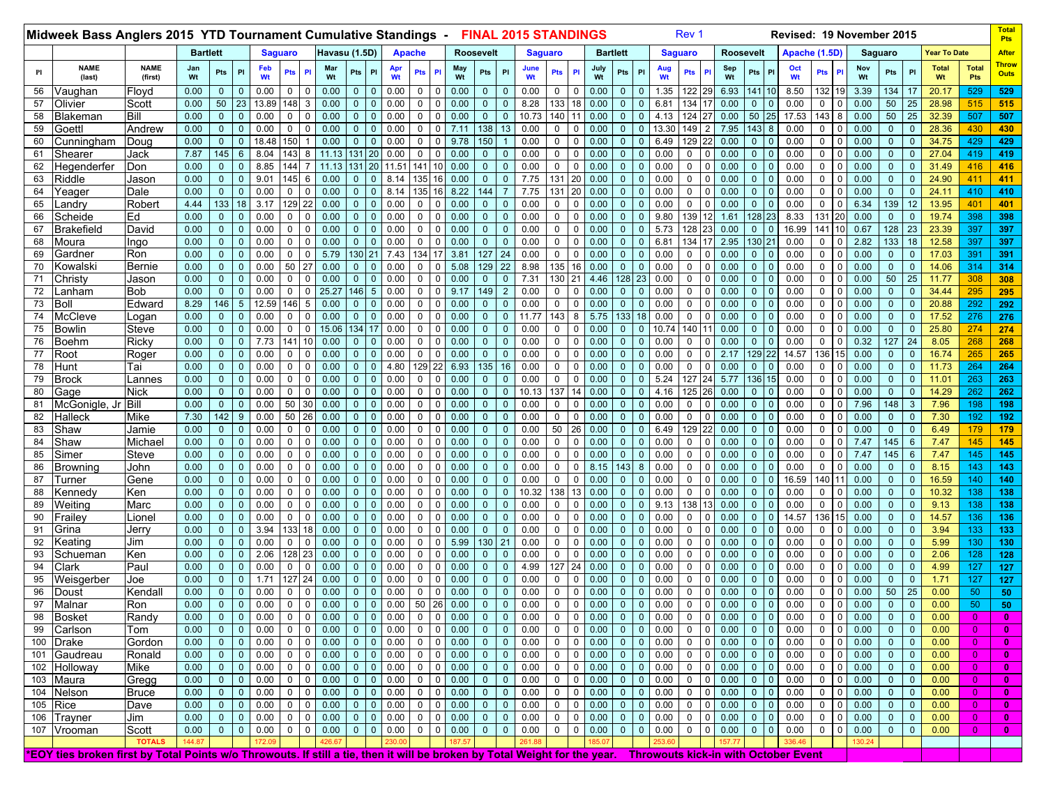## Midweek Bass Anglers 2015 YTD Tournament Cumulative Standings - FINAL 2015 STANDINGS

Rev 1 Revised: 19 November 2015

| | | | Bartlett | | | Saguaro | | | Havasu (1.5D) | | | Apache | | | Roosevelt | | | Saguaro | | | Bartlett | | | Saguaro | | | Roosevelt | | | Apache (1.5D) | | | Saguaro | | | Year To Date | | Total Pts After Throw Outs |
|---|---|---|---|---|---|---|---|---|---|---|---|---|---|---|---|---|---|---|---|---|---|---|---|---|---|---|---|---|---|---|---|---|---|---|---|---|---|---|
| Pl | NAME (last) | NAME (first) | Jan Wt | Pts | Pl | Feb Wt | Pts | Pl | Mar Wt | Pts | Pl | Apr Wt | Pts | Pl | May Wt | Pts | Pl | June Wt | Pts | Pl | July Wt | Pts | Pl | Aug Wt | Pts | Pl | Sep Wt | Pts | Pl | Oct Wt | Pts | Pl | Nov Wt | Pts | Pl | Total Wt | Total Pts | |
| 56 | Vaughan | Floyd | 0.00 | 0 | 0 | 0.00 | 0 | 0 | 0.00 | 0 | 0 | 0.00 | 0 | 0 | 0.00 | 0 | 0 | 0.00 | 0 | 0 | 0.00 | 0 | 0 | 1.35 | 122 | 29 | 6.93 | 141 | 10 | 8.50 | 132 | 19 | 3.39 | 134 | 17 | 20.17 | 529 | 529 |
| 57 | Olivier | Scott | 0.00 | 50 | 23 | 13.89 | 148 | 3 | 0.00 | 0 | 0 | 0.00 | 0 | 0 | 0.00 | 0 | 0 | 8.28 | 133 | 18 | 0.00 | 0 | 0 | 6.81 | 134 | 17 | 0.00 | 0 | 0 | 0.00 | 0 | 0 | 0.00 | 50 | 25 | 28.98 | 515 | 515 |
| 58 | Blakeman | Bill | 0.00 | 0 | 0 | 0.00 | 0 | 0 | 0.00 | 0 | 0 | 0.00 | 0 | 0 | 0.00 | 0 | 0 | 10.73 | 140 | 11 | 0.00 | 0 | 0 | 4.13 | 124 | 27 | 0.00 | 50 | 25 | 17.53 | 143 | 8 | 0.00 | 50 | 25 | 32.39 | 507 | 507 |
| 59 | Goettl | Andrew | 0.00 | 0 | 0 | 0.00 | 0 | 0 | 0.00 | 0 | 0 | 0.00 | 0 | 0 | 7.11 | 138 | 13 | 0.00 | 0 | 0 | 0.00 | 0 | 0 | 13.30 | 149 | 2 | 7.95 | 143 | 8 | 0.00 | 0 | 0 | 0.00 | 0 | 0 | 28.36 | 430 | 430 |
| 60 | Cunningham | Doug | 0.00 | 0 | 0 | 18.48 | 150 | 1 | 0.00 | 0 | 0 | 0.00 | 0 | 0 | 9.78 | 150 | 1 | 0.00 | 0 | 0 | 0.00 | 0 | 0 | 6.49 | 129 | 22 | 0.00 | 0 | 0 | 0.00 | 0 | 0 | 0.00 | 0 | 0 | 34.75 | 429 | 429 |
| 61 | Shearer | Jack | 7.87 | 145 | 6 | 8.04 | 143 | 8 | 11.13 | 131 | 20 | 0.00 | 0 | 0 | 0.00 | 0 | 0 | 0.00 | 0 | 0 | 0.00 | 0 | 0 | 0.00 | 0 | 0 | 0.00 | 0 | 0 | 0.00 | 0 | 0 | 0.00 | 0 | 0 | 27.04 | 419 | 419 |
| 62 | Hegenderfer | Don | 0.00 | 0 | 0 | 8.85 | 144 | 7 | 11.13 | 131 | 20 | 11.51 | 141 | 10 | 0.00 | 0 | 0 | 0.00 | 0 | 0 | 0.00 | 0 | 0 | 0.00 | 0 | 0 | 0.00 | 0 | 0 | 0.00 | 0 | 0 | 0.00 | 0 | 0 | 31.49 | 416 | 416 |
| 63 | Riddle | Jason | 0.00 | 0 | 0 | 9.01 | 145 | 6 | 0.00 | 0 | 0 | 8.14 | 135 | 16 | 0.00 | 0 | 0 | 7.75 | 131 | 20 | 0.00 | 0 | 0 | 0.00 | 0 | 0 | 0.00 | 0 | 0 | 0.00 | 0 | 0 | 0.00 | 0 | 0 | 24.90 | 411 | 411 |
| 64 | Yeager | Dale | 0.00 | 0 | 0 | 0.00 | 0 | 0 | 0.00 | 0 | 0 | 8.14 | 135 | 16 | 8.22 | 144 | 7 | 7.75 | 131 | 20 | 0.00 | 0 | 0 | 0.00 | 0 | 0 | 0.00 | 0 | 0 | 0.00 | 0 | 0 | 0.00 | 0 | 0 | 24.11 | 410 | 410 |
| 65 | Landry | Robert | 4.44 | 133 | 18 | 3.17 | 129 | 22 | 0.00 | 0 | 0 | 0.00 | 0 | 0 | 0.00 | 0 | 0 | 0.00 | 0 | 0 | 0.00 | 0 | 0 | 0.00 | 0 | 0 | 0.00 | 0 | 0 | 0.00 | 0 | 0 | 6.34 | 139 | 12 | 13.95 | 401 | 401 |
| 66 | Scheide | Ed | 0.00 | 0 | 0 | 0.00 | 0 | 0 | 0.00 | 0 | 0 | 0.00 | 0 | 0 | 0.00 | 0 | 0 | 0.00 | 0 | 0 | 0.00 | 0 | 0 | 9.80 | 139 | 12 | 1.61 | 128 | 23 | 8.33 | 131 | 20 | 0.00 | 0 | 0 | 19.74 | 398 | 398 |
| 67 | Brakefield | David | 0.00 | 0 | 0 | 0.00 | 0 | 0 | 0.00 | 0 | 0 | 0.00 | 0 | 0 | 0.00 | 0 | 0 | 0.00 | 0 | 0 | 0.00 | 0 | 0 | 5.73 | 128 | 23 | 0.00 | 0 | 0 | 16.99 | 141 | 10 | 0.67 | 128 | 23 | 23.39 | 397 | 397 |
| 68 | Moura | Ingo | 0.00 | 0 | 0 | 0.00 | 0 | 0 | 0.00 | 0 | 0 | 0.00 | 0 | 0 | 0.00 | 0 | 0 | 0.00 | 0 | 0 | 0.00 | 0 | 0 | 6.81 | 134 | 17 | 2.95 | 130 | 21 | 0.00 | 0 | 0 | 2.82 | 133 | 18 | 12.58 | 397 | 397 |
| 69 | Gardner | Ron | 0.00 | 0 | 0 | 0.00 | 0 | 0 | 5.79 | 130 | 21 | 7.43 | 134 | 17 | 3.81 | 127 | 24 | 0.00 | 0 | 0 | 0.00 | 0 | 0 | 0.00 | 0 | 0 | 0.00 | 0 | 0 | 0.00 | 0 | 0 | 0.00 | 0 | 0 | 17.03 | 391 | 391 |
| 70 | Kowalski | Bernie | 0.00 | 0 | 0 | 0.00 | 50 | 27 | 0.00 | 0 | 0 | 0.00 | 0 | 0 | 5.08 | 129 | 22 | 8.98 | 135 | 16 | 0.00 | 0 | 0 | 0.00 | 0 | 0 | 0.00 | 0 | 0 | 0.00 | 0 | 0 | 0.00 | 0 | 0 | 14.06 | 314 | 314 |
| 71 | Christy | Jason | 0.00 | 0 | 0 | 0.00 | 0 | 0 | 0.00 | 0 | 0 | 0.00 | 0 | 0 | 0.00 | 0 | 0 | 7.31 | 130 | 21 | 4.46 | 128 | 23 | 0.00 | 0 | 0 | 0.00 | 0 | 0 | 0.00 | 0 | 0 | 0.00 | 50 | 25 | 11.77 | 308 | 308 |
| 72 | Lanham | Bob | 0.00 | 0 | 0 | 0.00 | 0 | 0 | 25.27 | 146 | 5 | 0.00 | 0 | 0 | 9.17 | 149 | 2 | 0.00 | 0 | 0 | 0.00 | 0 | 0 | 0.00 | 0 | 0 | 0.00 | 0 | 0 | 0.00 | 0 | 0 | 0.00 | 0 | 0 | 34.44 | 295 | 295 |
| 73 | Boll | Edward | 8.29 | 146 | 5 | 12.59 | 146 | 5 | 0.00 | 0 | 0 | 0.00 | 0 | 0 | 0.00 | 0 | 0 | 0.00 | 0 | 0 | 0.00 | 0 | 0 | 0.00 | 0 | 0 | 0.00 | 0 | 0 | 0.00 | 0 | 0 | 0.00 | 0 | 0 | 20.88 | 292 | 292 |
| 74 | McCleve | Logan | 0.00 | 0 | 0 | 0.00 | 0 | 0 | 0.00 | 0 | 0 | 0.00 | 0 | 0 | 0.00 | 0 | 0 | 11.77 | 143 | 8 | 5.75 | 133 | 18 | 0.00 | 0 | 0 | 0.00 | 0 | 0 | 0.00 | 0 | 0 | 0.00 | 0 | 0 | 17.52 | 276 | 276 |
| 75 | Bowlin | Steve | 0.00 | 0 | 0 | 0.00 | 0 | 0 | 15.06 | 134 | 17 | 0.00 | 0 | 0 | 0.00 | 0 | 0 | 0.00 | 0 | 0 | 0.00 | 0 | 0 | 10.74 | 140 | 11 | 0.00 | 0 | 0 | 0.00 | 0 | 0 | 0.00 | 0 | 0 | 25.80 | 274 | 274 |
| 76 | Boehm | Ricky | 0.00 | 0 | 0 | 7.73 | 141 | 10 | 0.00 | 0 | 0 | 0.00 | 0 | 0 | 0.00 | 0 | 0 | 0.00 | 0 | 0 | 0.00 | 0 | 0 | 0.00 | 0 | 0 | 0.00 | 0 | 0 | 0.00 | 0 | 0 | 0.32 | 127 | 24 | 8.05 | 268 | 268 |
| 77 | Root | Roger | 0.00 | 0 | 0 | 0.00 | 0 | 0 | 0.00 | 0 | 0 | 0.00 | 0 | 0 | 0.00 | 0 | 0 | 0.00 | 0 | 0 | 0.00 | 0 | 0 | 0.00 | 0 | 0 | 2.17 | 129 | 22 | 14.57 | 136 | 15 | 0.00 | 0 | 0 | 16.74 | 265 | 265 |
| 78 | Hunt | Tai | 0.00 | 0 | 0 | 0.00 | 0 | 0 | 0.00 | 0 | 0 | 4.80 | 129 | 22 | 6.93 | 135 | 16 | 0.00 | 0 | 0 | 0.00 | 0 | 0 | 0.00 | 0 | 0 | 0.00 | 0 | 0 | 0.00 | 0 | 0 | 0.00 | 0 | 0 | 11.73 | 264 | 264 |
| 79 | Brock | Lannes | 0.00 | 0 | 0 | 0.00 | 0 | 0 | 0.00 | 0 | 0 | 0.00 | 0 | 0 | 0.00 | 0 | 0 | 0.00 | 0 | 0 | 0.00 | 0 | 0 | 5.24 | 127 | 24 | 5.77 | 136 | 15 | 0.00 | 0 | 0 | 0.00 | 0 | 0 | 11.01 | 263 | 263 |
| 80 | Gage | Nick | 0.00 | 0 | 0 | 0.00 | 0 | 0 | 0.00 | 0 | 0 | 0.00 | 0 | 0 | 0.00 | 0 | 0 | 10.13 | 137 | 14 | 0.00 | 0 | 0 | 4.16 | 125 | 26 | 0.00 | 0 | 0 | 0.00 | 0 | 0 | 0.00 | 0 | 0 | 14.29 | 262 | 262 |
| 81 | McGonigle, Jr | Bill | 0.00 | 0 | 0 | 0.00 | 50 | 30 | 0.00 | 0 | 0 | 0.00 | 0 | 0 | 0.00 | 0 | 0 | 0.00 | 0 | 0 | 0.00 | 0 | 0 | 0.00 | 0 | 0 | 0.00 | 0 | 0 | 0.00 | 0 | 0 | 7.96 | 148 | 3 | 7.96 | 198 | 198 |
| 82 | Halleck | Mike | 7.30 | 142 | 9 | 0.00 | 50 | 26 | 0.00 | 0 | 0 | 0.00 | 0 | 0 | 0.00 | 0 | 0 | 0.00 | 0 | 0 | 0.00 | 0 | 0 | 0.00 | 0 | 0 | 0.00 | 0 | 0 | 0.00 | 0 | 0 | 0.00 | 0 | 0 | 7.30 | 192 | 192 |
| 83 | Shaw | Jamie | 0.00 | 0 | 0 | 0.00 | 0 | 0 | 0.00 | 0 | 0 | 0.00 | 0 | 0 | 0.00 | 0 | 0 | 0.00 | 50 | 26 | 0.00 | 0 | 0 | 6.49 | 129 | 22 | 0.00 | 0 | 0 | 0.00 | 0 | 0 | 0.00 | 0 | 0 | 6.49 | 179 | 179 |
| 84 | Shaw | Michael | 0.00 | 0 | 0 | 0.00 | 0 | 0 | 0.00 | 0 | 0 | 0.00 | 0 | 0 | 0.00 | 0 | 0 | 0.00 | 0 | 0 | 0.00 | 0 | 0 | 0.00 | 0 | 0 | 0.00 | 0 | 0 | 0.00 | 0 | 0 | 7.47 | 145 | 6 | 7.47 | 145 | 145 |
| 85 | Simer | Steve | 0.00 | 0 | 0 | 0.00 | 0 | 0 | 0.00 | 0 | 0 | 0.00 | 0 | 0 | 0.00 | 0 | 0 | 0.00 | 0 | 0 | 0.00 | 0 | 0 | 0.00 | 0 | 0 | 0.00 | 0 | 0 | 0.00 | 0 | 0 | 7.47 | 145 | 6 | 7.47 | 145 | 145 |
| 86 | Browning | John | 0.00 | 0 | 0 | 0.00 | 0 | 0 | 0.00 | 0 | 0 | 0.00 | 0 | 0 | 0.00 | 0 | 0 | 0.00 | 0 | 0 | 8.15 | 143 | 8 | 0.00 | 0 | 0 | 0.00 | 0 | 0 | 0.00 | 0 | 0 | 0.00 | 0 | 0 | 8.15 | 143 | 143 |
| 87 | Turner | Gene | 0.00 | 0 | 0 | 0.00 | 0 | 0 | 0.00 | 0 | 0 | 0.00 | 0 | 0 | 0.00 | 0 | 0 | 0.00 | 0 | 0 | 0.00 | 0 | 0 | 0.00 | 0 | 0 | 0.00 | 0 | 0 | 16.59 | 140 | 11 | 0.00 | 0 | 0 | 16.59 | 140 | 140 |
| 88 | Kennedy | Ken | 0.00 | 0 | 0 | 0.00 | 0 | 0 | 0.00 | 0 | 0 | 0.00 | 0 | 0 | 0.00 | 0 | 0 | 10.32 | 138 | 13 | 0.00 | 0 | 0 | 0.00 | 0 | 0 | 0.00 | 0 | 0 | 0.00 | 0 | 0 | 0.00 | 0 | 0 | 10.32 | 138 | 138 |
| 89 | Weiting | Marc | 0.00 | 0 | 0 | 0.00 | 0 | 0 | 0.00 | 0 | 0 | 0.00 | 0 | 0 | 0.00 | 0 | 0 | 0.00 | 0 | 0 | 0.00 | 0 | 0 | 9.13 | 138 | 13 | 0.00 | 0 | 0 | 0.00 | 0 | 0 | 0.00 | 0 | 0 | 9.13 | 138 | 138 |
| 90 | Frailey | Lionel | 0.00 | 0 | 0 | 0.00 | 0 | 0 | 0.00 | 0 | 0 | 0.00 | 0 | 0 | 0.00 | 0 | 0 | 0.00 | 0 | 0 | 0.00 | 0 | 0 | 0.00 | 0 | 0 | 0.00 | 0 | 0 | 14.57 | 136 | 15 | 0.00 | 0 | 0 | 14.57 | 136 | 136 |
| 91 | Grina | Jerry | 0.00 | 0 | 0 | 3.94 | 133 | 18 | 0.00 | 0 | 0 | 0.00 | 0 | 0 | 0.00 | 0 | 0 | 0.00 | 0 | 0 | 0.00 | 0 | 0 | 0.00 | 0 | 0 | 0.00 | 0 | 0 | 0.00 | 0 | 0 | 0.00 | 0 | 0 | 3.94 | 133 | 133 |
| 92 | Keating | Jim | 0.00 | 0 | 0 | 0.00 | 0 | 0 | 0.00 | 0 | 0 | 0.00 | 0 | 0 | 5.99 | 130 | 21 | 0.00 | 0 | 0 | 0.00 | 0 | 0 | 0.00 | 0 | 0 | 0.00 | 0 | 0 | 0.00 | 0 | 0 | 0.00 | 0 | 0 | 5.99 | 130 | 130 |
| 93 | Schueman | Ken | 0.00 | 0 | 0 | 2.06 | 128 | 23 | 0.00 | 0 | 0 | 0.00 | 0 | 0 | 0.00 | 0 | 0 | 0.00 | 0 | 0 | 0.00 | 0 | 0 | 0.00 | 0 | 0 | 0.00 | 0 | 0 | 0.00 | 0 | 0 | 0.00 | 0 | 0 | 2.06 | 128 | 128 |
| 94 | Clark | Paul | 0.00 | 0 | 0 | 0.00 | 0 | 0 | 0.00 | 0 | 0 | 0.00 | 0 | 0 | 0.00 | 0 | 0 | 4.99 | 127 | 24 | 0.00 | 0 | 0 | 0.00 | 0 | 0 | 0.00 | 0 | 0 | 0.00 | 0 | 0 | 0.00 | 0 | 0 | 4.99 | 127 | 127 |
| 95 | Weisgerber | Joe | 0.00 | 0 | 0 | 1.71 | 127 | 24 | 0.00 | 0 | 0 | 0.00 | 0 | 0 | 0.00 | 0 | 0 | 0.00 | 0 | 0 | 0.00 | 0 | 0 | 0.00 | 0 | 0 | 0.00 | 0 | 0 | 0.00 | 0 | 0 | 0.00 | 0 | 0 | 1.71 | 127 | 127 |
| 96 | Doust | Kendall | 0.00 | 0 | 0 | 0.00 | 0 | 0 | 0.00 | 0 | 0 | 0.00 | 0 | 0 | 0.00 | 0 | 0 | 0.00 | 0 | 0 | 0.00 | 0 | 0 | 0.00 | 0 | 0 | 0.00 | 0 | 0 | 0.00 | 0 | 0 | 0.00 | 50 | 25 | 0.00 | 50 | 50 |
| 97 | Malnar | Ron | 0.00 | 0 | 0 | 0.00 | 0 | 0 | 0.00 | 0 | 0 | 0.00 | 50 | 26 | 0.00 | 0 | 0 | 0.00 | 0 | 0 | 0.00 | 0 | 0 | 0.00 | 0 | 0 | 0.00 | 0 | 0 | 0.00 | 0 | 0 | 0.00 | 0 | 0 | 0.00 | 50 | 50 |
| 98 | Bosket | Randy | 0.00 | 0 | 0 | 0.00 | 0 | 0 | 0.00 | 0 | 0 | 0.00 | 0 | 0 | 0.00 | 0 | 0 | 0.00 | 0 | 0 | 0.00 | 0 | 0 | 0.00 | 0 | 0 | 0.00 | 0 | 0 | 0.00 | 0 | 0 | 0.00 | 0 | 0 | 0.00 | 0 | 0 |
| 99 | Carlson | Tom | 0.00 | 0 | 0 | 0.00 | 0 | 0 | 0.00 | 0 | 0 | 0.00 | 0 | 0 | 0.00 | 0 | 0 | 0.00 | 0 | 0 | 0.00 | 0 | 0 | 0.00 | 0 | 0 | 0.00 | 0 | 0 | 0.00 | 0 | 0 | 0.00 | 0 | 0 | 0.00 | 0 | 0 |
| 100 | Drake | Gordon | 0.00 | 0 | 0 | 0.00 | 0 | 0 | 0.00 | 0 | 0 | 0.00 | 0 | 0 | 0.00 | 0 | 0 | 0.00 | 0 | 0 | 0.00 | 0 | 0 | 0.00 | 0 | 0 | 0.00 | 0 | 0 | 0.00 | 0 | 0 | 0.00 | 0 | 0 | 0.00 | 0 | 0 |
| 101 | Gaudreau | Ronald | 0.00 | 0 | 0 | 0.00 | 0 | 0 | 0.00 | 0 | 0 | 0.00 | 0 | 0 | 0.00 | 0 | 0 | 0.00 | 0 | 0 | 0.00 | 0 | 0 | 0.00 | 0 | 0 | 0.00 | 0 | 0 | 0.00 | 0 | 0 | 0.00 | 0 | 0 | 0.00 | 0 | 0 |
| 102 | Holloway | Mike | 0.00 | 0 | 0 | 0.00 | 0 | 0 | 0.00 | 0 | 0 | 0.00 | 0 | 0 | 0.00 | 0 | 0 | 0.00 | 0 | 0 | 0.00 | 0 | 0 | 0.00 | 0 | 0 | 0.00 | 0 | 0 | 0.00 | 0 | 0 | 0.00 | 0 | 0 | 0.00 | 0 | 0 |
| 103 | Maura | Gregg | 0.00 | 0 | 0 | 0.00 | 0 | 0 | 0.00 | 0 | 0 | 0.00 | 0 | 0 | 0.00 | 0 | 0 | 0.00 | 0 | 0 | 0.00 | 0 | 0 | 0.00 | 0 | 0 | 0.00 | 0 | 0 | 0.00 | 0 | 0 | 0.00 | 0 | 0 | 0.00 | 0 | 0 |
| 104 | Nelson | Bruce | 0.00 | 0 | 0 | 0.00 | 0 | 0 | 0.00 | 0 | 0 | 0.00 | 0 | 0 | 0.00 | 0 | 0 | 0.00 | 0 | 0 | 0.00 | 0 | 0 | 0.00 | 0 | 0 | 0.00 | 0 | 0 | 0.00 | 0 | 0 | 0.00 | 0 | 0 | 0.00 | 0 | 0 |
| 105 | Rice | Dave | 0.00 | 0 | 0 | 0.00 | 0 | 0 | 0.00 | 0 | 0 | 0.00 | 0 | 0 | 0.00 | 0 | 0 | 0.00 | 0 | 0 | 0.00 | 0 | 0 | 0.00 | 0 | 0 | 0.00 | 0 | 0 | 0.00 | 0 | 0 | 0.00 | 0 | 0 | 0.00 | 0 | 0 |
| 106 | Trayner | Jim | 0.00 | 0 | 0 | 0.00 | 0 | 0 | 0.00 | 0 | 0 | 0.00 | 0 | 0 | 0.00 | 0 | 0 | 0.00 | 0 | 0 | 0.00 | 0 | 0 | 0.00 | 0 | 0 | 0.00 | 0 | 0 | 0.00 | 0 | 0 | 0.00 | 0 | 0 | 0.00 | 0 | 0 |
| 107 | Vrooman | Scott | 0.00 | 0 | 0 | 0.00 | 0 | 0 | 0.00 | 0 | 0 | 0.00 | 0 | 0 | 0.00 | 0 | 0 | 0.00 | 0 | 0 | 0.00 | 0 | 0 | 0.00 | 0 | 0 | 0.00 | 0 | 0 | 0.00 | 0 | 0 | 0.00 | 0 | 0 | 0.00 | 0 | 0 |
| | | TOTALS | 144.87 | | | 172.09 | | | 426.67 | | | 230.00 | | | 187.57 | | | 261.88 | | | 185.07 | | | 253.60 | | | 157.77 | | | 336.46 | | | 130.24 | | | | | |

*EOY ties broken first by Total Points w/o Throwouts. If still a tie, then it will be broken by Total Weight for the year. Throwouts kick-in with October Event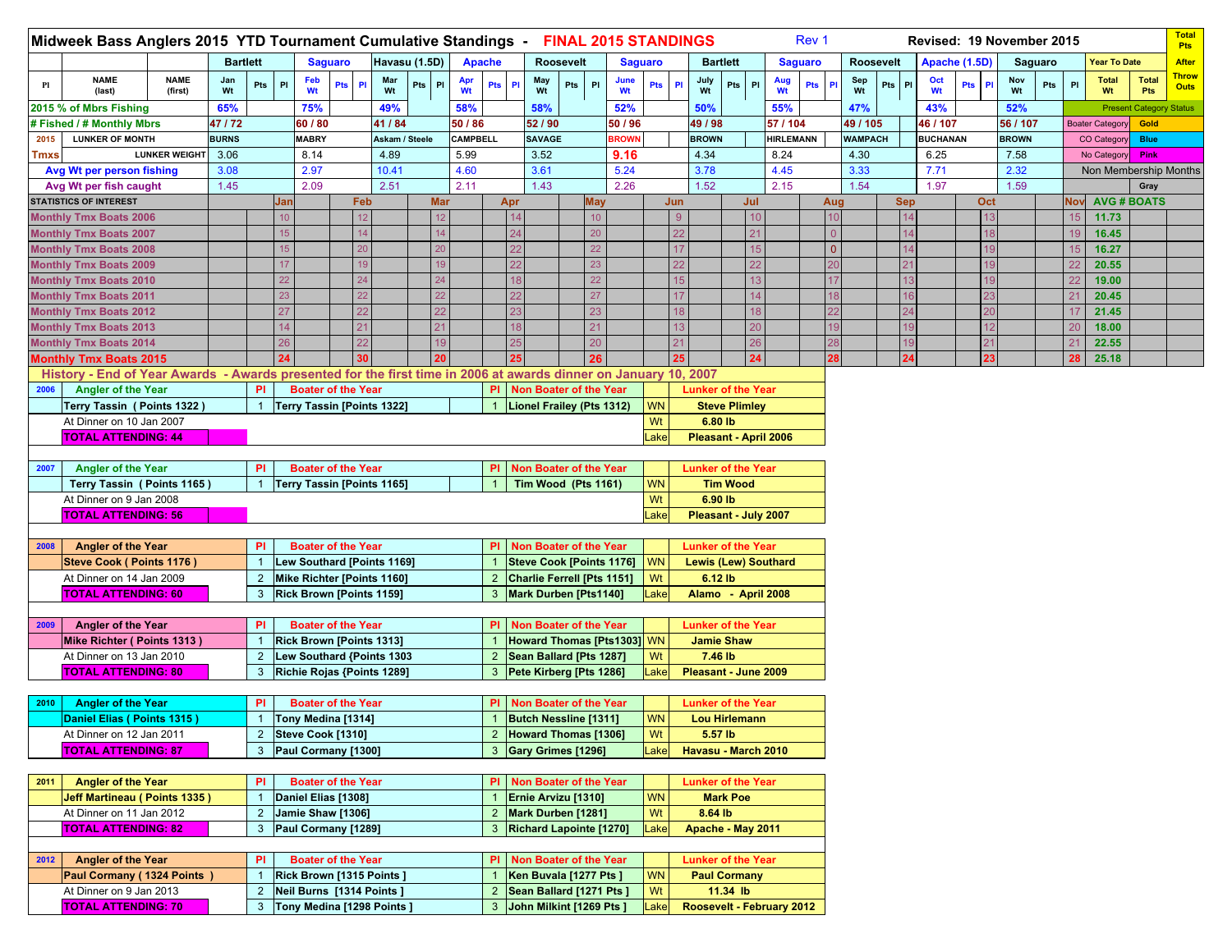# Midweek Bass Anglers 2015 YTD Tournament Cumulative Standings - FINAL 2015 STANDINGS

Rev 1 — Revised: 19 November 2015

| | | | Bartlett | | | Saguaro | | | Havasu (1.5D) | | | Apache | | | Roosevelt | | | Saguaro | | | Bartlett | | | Saguaro | | | Roosevelt | | | Apache (1.5D) | | | Saguaro | | | Year To Date | | Total Pts |
|---|---|---|---|---|---|---|---|---|---|---|---|---|---|---|---|---|---|---|---|---|---|---|---|---|---|---|---|---|---|---|---|---|---|---|---|---|---|---|
| Pl | NAME (last) | NAME (first) | Jan Wt | Pts | Pl | Feb Wt | Pts | Pl | Mar Wt | Pts | Pl | Apr Wt | Pts | Pl | May Wt | Pts | Pl | June Wt | Pts | Pl | July Wt | Pts | Pl | Aug Wt | Pts | Pl | Sep Wt | Pts | Pl | Oct Wt | Pts | Pl | Nov Wt | Pts | Pl | Total Wt | Total Pts | After Throw Outs |
| 2015 % of Mbrs Fishing | | | 65% | | | 75% | | | 49% | | | 58% | | | 58% | | | 52% | | | 50% | | | 55% | | | 47% | | | 43% | | | 52% | | | Present Category Status | | |
| # Fished / # Monthly Mbrs | | | 47 / 72 | | | 60 / 80 | | | 41 / 84 | | | 50 / 86 | | | 52 / 90 | | | 50 / 96 | | | 49 / 98 | | | 57 / 104 | | | 49 / 105 | | | 46 / 107 | | | 56 / 107 | | | Boater Category | Gold | |
| 2015 | LUNKER OF MONTH | | BURNS | | | MABRY | | | Askam / Steele | | | CAMPBELL | | | SAVAGE | | | BROWN | | | BROWN | | | HIRLEMANN | | | WAMPACH | | | BUCHANAN | | | BROWN | | | CO Category | Blue | |
| Tmxs | | LUNKER WEIGHT | 3.06 | | | 8.14 | | | 4.89 | | | 5.99 | | | 3.52 | | | 9.16 | | | 4.34 | | | 8.24 | | | 4.30 | | | 6.25 | | | 7.58 | | | No Category | Pink | |
| Avg Wt per person fishing | | | 3.08 | | | 2.97 | | | 10.41 | | | 4.60 | | | 3.61 | | | 5.24 | | | 3.78 | | | 4.45 | | | 3.33 | | | 7.71 | | | 2.32 | | | Non Membership Months | | |
| Avg Wt per fish caught | | | 1.45 | | | 2.09 | | | 2.51 | | | 2.11 | | | 1.43 | | | 2.26 | | | 1.52 | | | 2.15 | | | 1.54 | | | 1.97 | | | 1.59 | | | | Gray | |

| STATISTICS OF INTEREST | Jan | Feb | Mar | Apr | May | Jun | Jul | Aug | Sep | Oct | Nov | AVG # BOATS |
|---|---|---|---|---|---|---|---|---|---|---|---|---|
| Monthly Tmx Boats 2006 | 10 | 12 | 12 | 14 | 10 | 9 | 10 | 10 | 14 | 13 | 15 | 11.73 |
| Monthly Tmx Boats 2007 | 15 | 14 | 14 | 24 | 20 | 22 | 21 | 0 | 14 | 18 | 19 | 16.45 |
| Monthly Tmx Boats 2008 | 15 | 20 | 20 | 22 | 22 | 17 | 15 | 0 | 14 | 19 | 15 | 16.27 |
| Monthly Tmx Boats 2009 | 17 | 19 | 19 | 22 | 23 | 22 | 22 | 20 | 21 | 19 | 22 | 20.55 |
| Monthly Tmx Boats 2010 | 22 | 24 | 24 | 18 | 22 | 15 | 13 | 17 | 13 | 19 | 22 | 19.00 |
| Monthly Tmx Boats 2011 | 23 | 22 | 22 | 22 | 27 | 17 | 14 | 18 | 16 | 23 | 21 | 20.45 |
| Monthly Tmx Boats 2012 | 27 | 22 | 22 | 23 | 23 | 18 | 18 | 22 | 24 | 20 | 17 | 21.45 |
| Monthly Tmx Boats 2013 | 14 | 21 | 21 | 18 | 21 | 13 | 20 | 19 | 19 | 12 | 20 | 18.00 |
| Monthly Tmx Boats 2014 | 26 | 22 | 19 | 25 | 20 | 21 | 26 | 28 | 19 | 21 | 21 | 22.55 |
| Monthly Tmx Boats 2015 | 24 | 30 | 20 | 25 | 26 | 25 | 24 | 28 | 24 | 23 | 28 | 25.18 |

## History - End of Year Awards - Awards presented for the first time in 2006 at awards dinner on January 10, 2007

| 2006 | Angler of the Year | Pl | Boater of the Year | Pl | Non Boater of the Year | | Lunker of the Year |
|---|---|---|---|---|---|---|---|
| | Terry Tassin ( Points 1322 ) | 1 | Terry Tassin [Points 1322] | 1 | Lionel Frailey (Pts 1312) | WN | Steve Plimley |
| | At Dinner on 10 Jan 2007 | | | | | Wt | 6.80 lb |
| | TOTAL ATTENDING: 44 | | | | | Lake | Pleasant - April 2006 |

| 2007 | Angler of the Year | Pl | Boater of the Year | Pl | Non Boater of the Year | | Lunker of the Year |
|---|---|---|---|---|---|---|---|
| | Terry Tassin ( Points 1165 ) | 1 | Terry Tassin [Points 1165] | 1 | Tim Wood (Pts 1161) | WN | Tim Wood |
| | At Dinner on 9 Jan 2008 | | | | | Wt | 6.90 lb |
| | TOTAL ATTENDING: 56 | | | | | Lake | Pleasant - July 2007 |

| 2008 | Angler of the Year | Pl | Boater of the Year | Pl | Non Boater of the Year | | Lunker of the Year |
|---|---|---|---|---|---|---|---|
| | Steve Cook ( Points 1176 ) | 1 | Lew Southard [Points 1169] | 1 | Steve Cook [Points 1176] | WN | Lewis (Lew) Southard |
| | At Dinner on 14 Jan 2009 | 2 | Mike Richter [Points 1160] | 2 | Charlie Ferrell [Pts 1151] | Wt | 6.12 lb |
| | TOTAL ATTENDING: 60 | 3 | Rick Brown [Points 1159] | 3 | Mark Durben [Pts1140] | Lake | Alamo - April 2008 |

| 2009 | Angler of the Year | Pl | Boater of the Year | Pl | Non Boater of the Year | | Lunker of the Year |
|---|---|---|---|---|---|---|---|
| | Mike Richter ( Points 1313 ) | 1 | Rick Brown [Points 1313] | 1 | Howard Thomas [Pts1303] | WN | Jamie Shaw |
| | At Dinner on 13 Jan 2010 | 2 | Lew Southard {Points 1303 | 2 | Sean Ballard [Pts 1287] | Wt | 7.46 lb |
| | TOTAL ATTENDING: 80 | 3 | Richie Rojas {Points 1289] | 3 | Pete Kirberg [Pts 1286] | Lake | Pleasant - June 2009 |

| 2010 | Angler of the Year | Pl | Boater of the Year | Pl | Non Boater of the Year | | Lunker of the Year |
|---|---|---|---|---|---|---|---|
| | Daniel Elias ( Points 1315 ) | 1 | Tony Medina [1314] | 1 | Butch Nessline [1311] | WN | Lou Hirlemann |
| | At Dinner on 12 Jan 2011 | 2 | Steve Cook [1310] | 2 | Howard Thomas [1306] | Wt | 5.57 lb |
| | TOTAL ATTENDING: 87 | 3 | Paul Cormany [1300] | 3 | Gary Grimes [1296] | Lake | Havasu - March 2010 |

| 2011 | Angler of the Year | Pl | Boater of the Year | Pl | Non Boater of the Year | | Lunker of the Year |
|---|---|---|---|---|---|---|---|
| | Jeff Martineau ( Points 1335 ) | 1 | Daniel Elias [1308] | 1 | Ernie Arvizu [1310] | WN | Mark Poe |
| | At Dinner on 11 Jan 2012 | 2 | Jamie Shaw [1306] | 2 | Mark Durben [1281] | Wt | 8.64 lb |
| | TOTAL ATTENDING: 82 | 3 | Paul Cormany [1289] | 3 | Richard Lapointe [1270] | Lake | Apache - May 2011 |

| 2012 | Angler of the Year | Pl | Boater of the Year | Pl | Non Boater of the Year | | Lunker of the Year |
|---|---|---|---|---|---|---|---|
| | Paul Cormany ( 1324 Points ) | 1 | Rick Brown [1315 Points ] | 1 | Ken Buvala [1277 Pts ] | WN | Paul Cormany |
| | At Dinner on 9 Jan 2013 | 2 | Neil Burns [1314 Points ] | 2 | Sean Ballard [1271 Pts ] | Wt | 11.34 lb |
| | TOTAL ATTENDING: 70 | 3 | Tony Medina [1298 Points ] | 3 | John Milkint [1269 Pts ] | Lake | Roosevelt - February 2012 |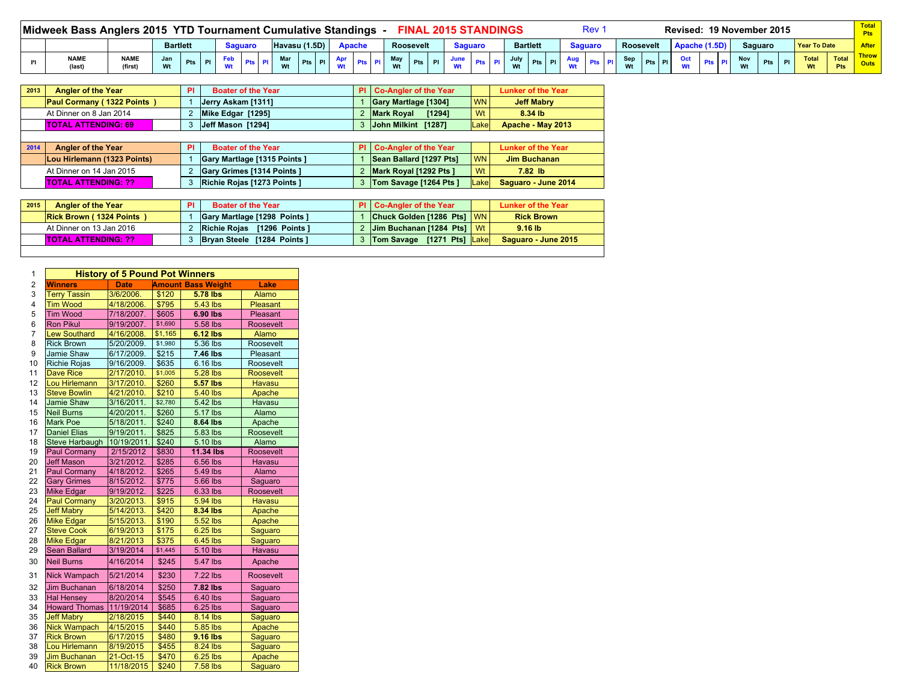# Midweek Bass Anglers 2015 YTD Tournament Cumulative Standings - FINAL 2015 STANDINGS

Rev 1 Revised: 19 November 2015

| | | | Bartlett | | | Saguaro | | | Havasu (1.5D) | | | Apache | | | Roosevelt | | | Saguaro | | | Bartlett | | | Saguaro | | | Roosevelt | | | Apache (1.5D) | | | Saguaro | | | Year To Date | | Total Pts After Throw Outs |
|---|---|---|---|---|---|---|---|---|---|---|---|---|---|---|---|---|---|---|---|---|---|---|---|---|---|---|---|---|---|---|---|---|---|---|---|---|---|---|
| Pl | NAME (last) | NAME (first) | Jan Wt | Pts | Pl | Feb Wt | Pts | Pl | Mar Wt | Pts | Pl | Apr Wt | Pts | Pl | May Wt | Pts | Pl | June Wt | Pts | Pl | July Wt | Pts | Pl | Aug Wt | Pts | Pl | Sep Wt | Pts | Pl | Oct Wt | Pts | Pl | Nov Wt | Pts | Pl | Total Wt | Total Pts | |

| 2013 | Angler of the Year | Pl | Boater of the Year | Pl | Co-Angler of the Year | | Lunker of the Year |
|---|---|---|---|---|---|---|---|
| | Paul Cormany ( 1322 Points ) | 1 | Jerry Askam [1311] | 1 | Gary Martlage [1304] | WN | Jeff Mabry |
| | At Dinner on 8 Jan 2014 | 2 | Mike Edgar [1295] | 2 | Mark Royal [1294] | Wt | 8.34 lb |
| | TOTAL ATTENDING: 69 | 3 | Jeff Mason [1294] | 3 | John Milkint [1287] | Lake | Apache - May 2013 |

| 2014 | Angler of the Year | Pl | Boater of the Year | Pl | Co-Angler of the Year | | Lunker of the Year |
|---|---|---|---|---|---|---|---|
| | Lou Hirlemann (1323 Points) | 1 | Gary Martlage [1315 Points ] | 1 | Sean Ballard [1297 Pts] | WN | Jim Buchanan |
| | At Dinner on 14 Jan 2015 | 2 | Gary Grimes [1314 Points ] | 2 | Mark Royal [1292 Pts ] | Wt | 7.82 lb |
| | TOTAL ATTENDING: ?? | 3 | Richie Rojas [1273 Points ] | 3 | Tom Savage [1264 Pts ] | Lake | Saguaro - June 2014 |

| 2015 | Angler of the Year | Pl | Boater of the Year | Pl | Co-Angler of the Year | | Lunker of the Year |
|---|---|---|---|---|---|---|---|
| | Rick Brown ( 1324 Points ) | 1 | Gary Martlage [1298 Points ] | 1 | Chuck Golden [1286 Pts] | WN | Rick Brown |
| | At Dinner on 13 Jan 2016 | 2 | Richie Rojas [1296 Points ] | 2 | Jim Buchanan [1284 Pts] | Wt | 9.16 lb |
| | TOTAL ATTENDING: ?? | 3 | Bryan Steele [1284 Points ] | 3 | Tom Savage [1271 Pts] | Lake | Saguaro - June 2015 |

| 1 | History of 5 Pound Pot Winners | | | | |
|---|---|---|---|---|---|
| 2 | Winners | Date | Amount | Bass Weight | Lake |
| 3 | Terry Tassin | 3/6/2006. | $120 | **5.78 lbs** | Alamo |
| 4 | Tim Wood | 4/18/2006. | $795 | 5.43 lbs | Pleasant |
| 5 | Tim Wood | 7/18/2007. | $605 | **6.90 lbs** | Pleasant |
| 6 | Ron Pikul | 9/19/2007. | $1,690 | 5.58 lbs | Roosevelt |
| 7 | Lew Southard | 4/16/2008. | $1,165 | **6.12 lbs** | Alamo |
| 8 | Rick Brown | 5/20/2009. | $1,980 | 5.36 lbs | Roosevelt |
| 9 | Jamie Shaw | 6/17/2009. | $215 | **7.46 lbs** | Pleasant |
| 10 | Richie Rojas | 9/16/2009. | $635 | 6.16 lbs | Roosevelt |
| 11 | Dave Rice | 2/17/2010. | $1,005 | 5.28 lbs | Roosevelt |
| 12 | Lou Hirlemann | 3/17/2010. | $260 | **5.57 lbs** | Havasu |
| 13 | Steve Bowlin | 4/21/2010. | $210 | 5.40 lbs | Apache |
| 14 | Jamie Shaw | 3/16/2011. | $2,780 | 5.42 lbs | Havasu |
| 15 | Neil Burns | 4/20/2011. | $260 | 5.17 lbs | Alamo |
| 16 | Mark Poe | 5/18/2011. | $240 | **8.64 lbs** | Apache |
| 17 | Daniel Elias | 9/19/2011. | $825 | 5.83 lbs | Roosevelt |
| 18 | Steve Harbaugh | 10/19/2011. | $240 | 5.10 lbs | Alamo |
| 19 | Paul Cormany | 2/15/2012 | $830 | **11.34 lbs** | Roosevelt |
| 20 | Jeff Mason | 3/21/2012. | $285 | 6.56 lbs | Havasu |
| 21 | Paul Cormany | 4/18/2012. | $265 | 5.49 lbs | Alamo |
| 22 | Gary Grimes | 8/15/2012. | $775 | 5.66 lbs | Saguaro |
| 23 | Mike Edgar | 9/19/2012. | $225 | 6.33 lbs | Roosevelt |
| 24 | Paul Cormany | 3/20/2013. | $915 | 5.94 lbs | Havasu |
| 25 | Jeff Mabry | 5/14/2013. | $420 | **8.34 lbs** | Apache |
| 26 | Mike Edgar | 5/15/2013. | $190 | 5.52 lbs | Apache |
| 27 | Steve Cook | 6/19/2013 | $175 | 6.25 lbs | Saguaro |
| 28 | Mike Edgar | 8/21/2013 | $375 | 6.45 lbs | Saguaro |
| 29 | Sean Ballard | 3/19/2014 | $1,445 | 5.10 lbs | Havasu |
| 30 | Neil Burns | 4/16/2014 | $245 | 5.47 lbs | Apache |
| 31 | Nick Wampach | 5/21/2014 | $230 | 7.22 lbs | Roosevelt |
| 32 | Jim Buchanan | 6/18/2014 | $250 | **7.82 lbs** | Saguaro |
| 33 | Hal Hensey | 8/20/2014 | $545 | 6.40 lbs | Saguaro |
| 34 | Howard Thomas | 11/19/2014 | $685 | 6.25 lbs | Saguaro |
| 35 | Jeff Mabry | 2/18/2015 | $440 | 8.14 lbs | Saguaro |
| 36 | Nick Wampach | 4/15/2015 | $440 | 5.85 lbs | Apache |
| 37 | Rick Brown | 6/17/2015 | $480 | **9.16 lbs** | Saguaro |
| 38 | Lou Hirlemann | 8/19/2015 | $455 | 8.24 lbs | Saguaro |
| 39 | Jim Buchanan | 21-Oct-15 | $470 | 6.25 lbs | Apache |
| 40 | Rick Brown | 11/18/2015 | $240 | 7.58 lbs | Saguaro |